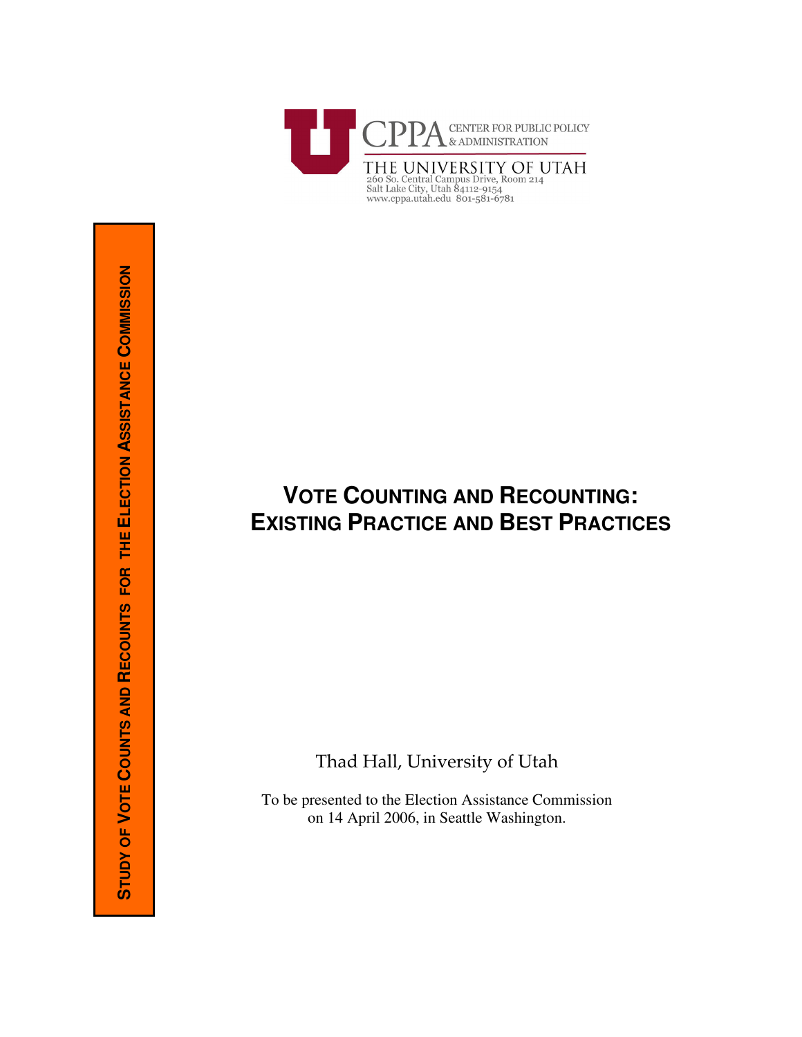CPPA CENTER FOR PUBLIC POLICY & ADMINISTRATION

THE UNIVERSITY OF UTAH
260 So. Central Campus Drive, Room 214
Salt Lake City, Utah 84112-9154
www.cppa.utah.edu 801-581-6781

STUDY OF VOTE COUNTS AND RECOUNTS FOR THE ELECTION ASSISTANCE COMMISSION

# VOTE COUNTING AND RECOUNTING: EXISTING PRACTICE AND BEST PRACTICES

Thad Hall, University of Utah

To be presented to the Election Assistance Commission
on 14 April 2006, in Seattle Washington.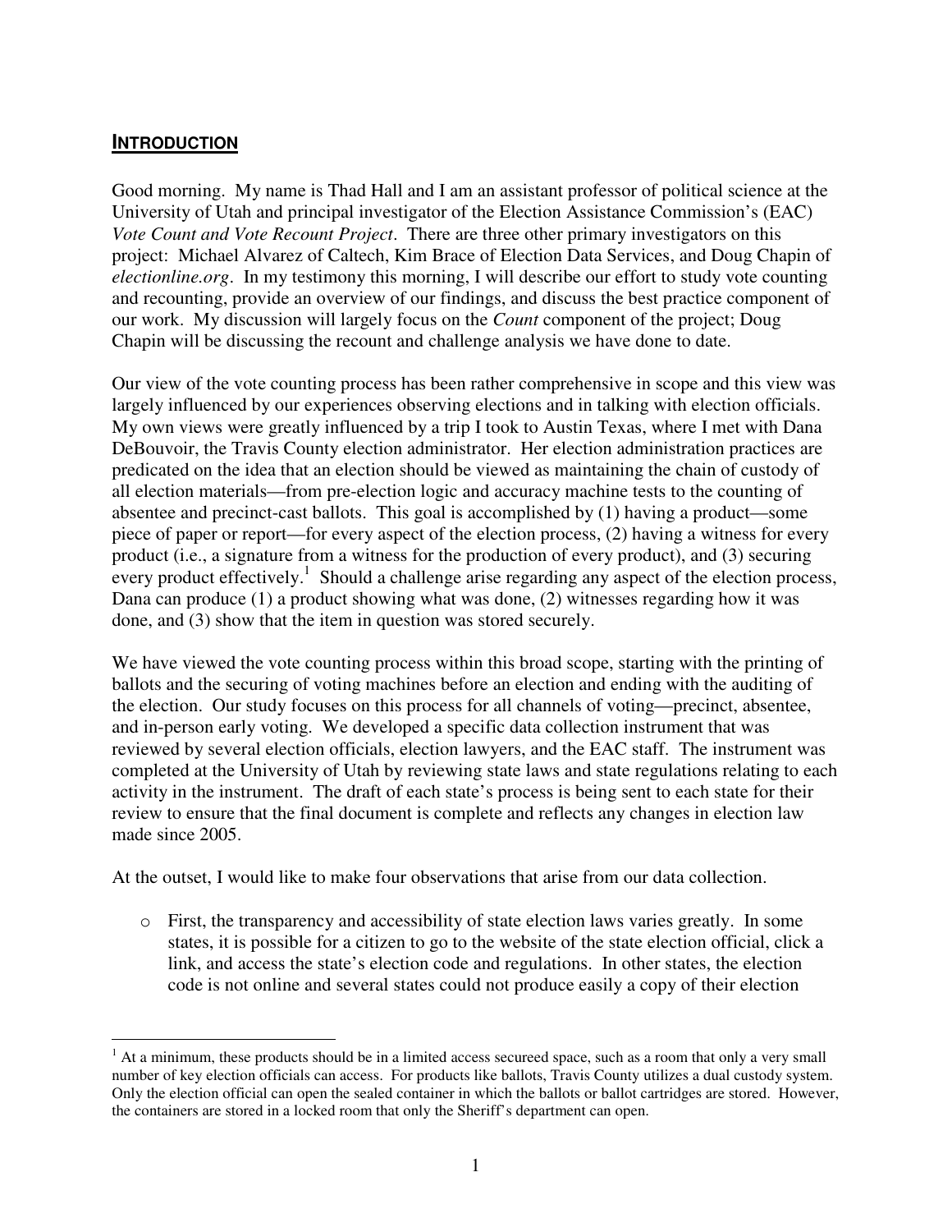## **INTRODUCTION**

Good morning. My name is Thad Hall and I am an assistant professor of political science at the University of Utah and principal investigator of the Election Assistance Commission's (EAC) *Vote Count and Vote Recount Project*. There are three other primary investigators on this project: Michael Alvarez of Caltech, Kim Brace of Election Data Services, and Doug Chapin of *electionline.org*. In my testimony this morning, I will describe our effort to study vote counting and recounting, provide an overview of our findings, and discuss the best practice component of our work. My discussion will largely focus on the *Count* component of the project; Doug Chapin will be discussing the recount and challenge analysis we have done to date.

Our view of the vote counting process has been rather comprehensive in scope and this view was largely influenced by our experiences observing elections and in talking with election officials. My own views were greatly influenced by a trip I took to Austin Texas, where I met with Dana DeBouvoir, the Travis County election administrator. Her election administration practices are predicated on the idea that an election should be viewed as maintaining the chain of custody of all election materials—from pre-election logic and accuracy machine tests to the counting of absentee and precinct-cast ballots. This goal is accomplished by (1) having a product—some piece of paper or report—for every aspect of the election process, (2) having a witness for every product (i.e., a signature from a witness for the production of every product), and (3) securing every product effectively.[1] Should a challenge arise regarding any aspect of the election process, Dana can produce (1) a product showing what was done, (2) witnesses regarding how it was done, and (3) show that the item in question was stored securely.

We have viewed the vote counting process within this broad scope, starting with the printing of ballots and the securing of voting machines before an election and ending with the auditing of the election. Our study focuses on this process for all channels of voting—precinct, absentee, and in-person early voting. We developed a specific data collection instrument that was reviewed by several election officials, election lawyers, and the EAC staff. The instrument was completed at the University of Utah by reviewing state laws and state regulations relating to each activity in the instrument. The draft of each state's process is being sent to each state for their review to ensure that the final document is complete and reflects any changes in election law made since 2005.

At the outset, I would like to make four observations that arise from our data collection.

- First, the transparency and accessibility of state election laws varies greatly. In some states, it is possible for a citizen to go to the website of the state election official, click a link, and access the state's election code and regulations. In other states, the election code is not online and several states could not produce easily a copy of their election

---

[1] At a minimum, these products should be in a limited access secureed space, such as a room that only a very small number of key election officials can access. For products like ballots, Travis County utilizes a dual custody system. Only the election official can open the sealed container in which the ballots or ballot cartridges are stored. However, the containers are stored in a locked room that only the Sheriff's department can open.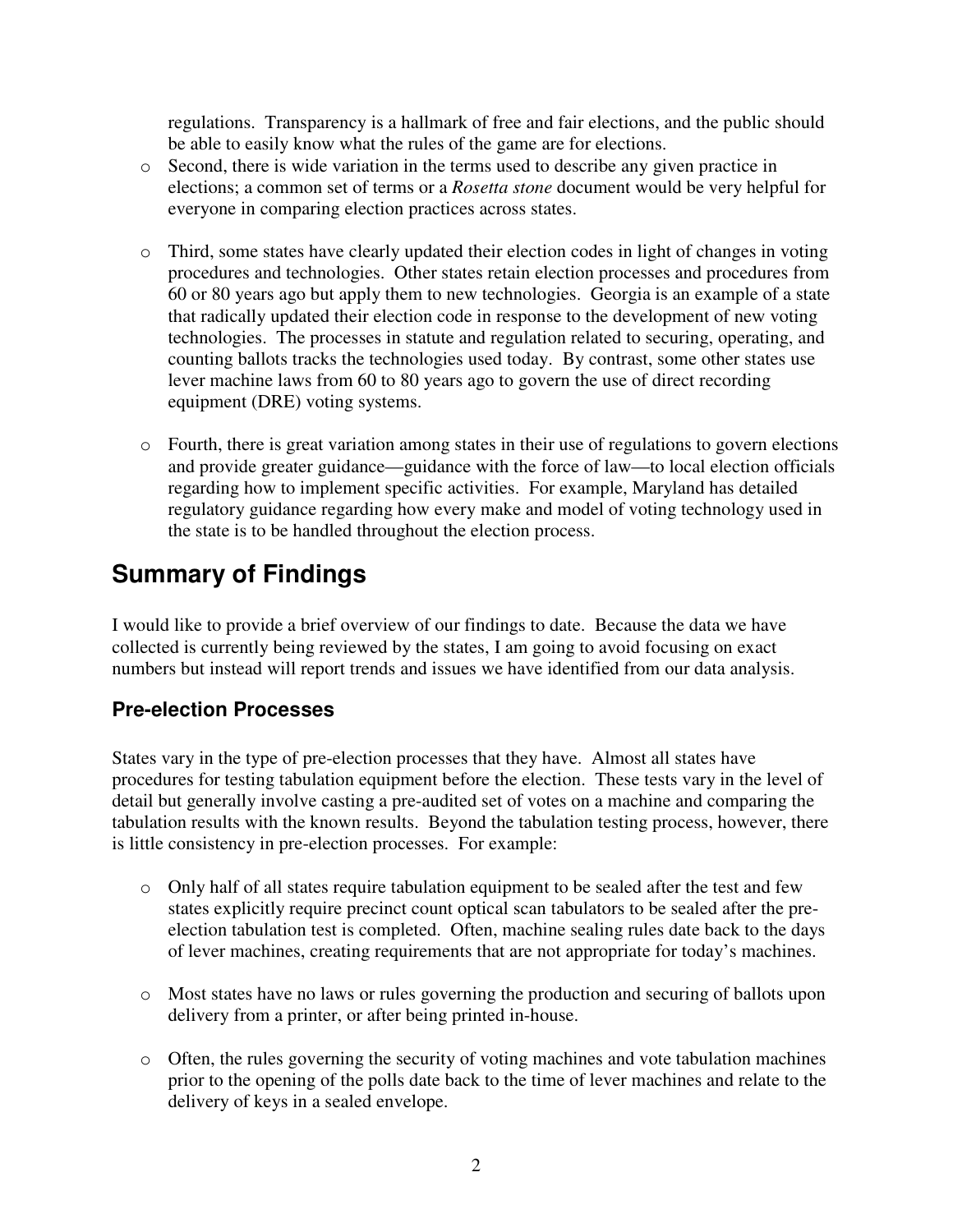regulations. Transparency is a hallmark of free and fair elections, and the public should be able to easily know what the rules of the game are for elections.

- Second, there is wide variation in the terms used to describe any given practice in elections; a common set of terms or a *Rosetta stone* document would be very helpful for everyone in comparing election practices across states.

- Third, some states have clearly updated their election codes in light of changes in voting procedures and technologies. Other states retain election processes and procedures from 60 or 80 years ago but apply them to new technologies. Georgia is an example of a state that radically updated their election code in response to the development of new voting technologies. The processes in statute and regulation related to securing, operating, and counting ballots tracks the technologies used today. By contrast, some other states use lever machine laws from 60 to 80 years ago to govern the use of direct recording equipment (DRE) voting systems.

- Fourth, there is great variation among states in their use of regulations to govern elections and provide greater guidance—guidance with the force of law—to local election officials regarding how to implement specific activities. For example, Maryland has detailed regulatory guidance regarding how every make and model of voting technology used in the state is to be handled throughout the election process.

## Summary of Findings

I would like to provide a brief overview of our findings to date. Because the data we have collected is currently being reviewed by the states, I am going to avoid focusing on exact numbers but instead will report trends and issues we have identified from our data analysis.

### Pre-election Processes

States vary in the type of pre-election processes that they have. Almost all states have procedures for testing tabulation equipment before the election. These tests vary in the level of detail but generally involve casting a pre-audited set of votes on a machine and comparing the tabulation results with the known results. Beyond the tabulation testing process, however, there is little consistency in pre-election processes. For example:

- Only half of all states require tabulation equipment to be sealed after the test and few states explicitly require precinct count optical scan tabulators to be sealed after the pre-election tabulation test is completed. Often, machine sealing rules date back to the days of lever machines, creating requirements that are not appropriate for today's machines.

- Most states have no laws or rules governing the production and securing of ballots upon delivery from a printer, or after being printed in-house.

- Often, the rules governing the security of voting machines and vote tabulation machines prior to the opening of the polls date back to the time of lever machines and relate to the delivery of keys in a sealed envelope.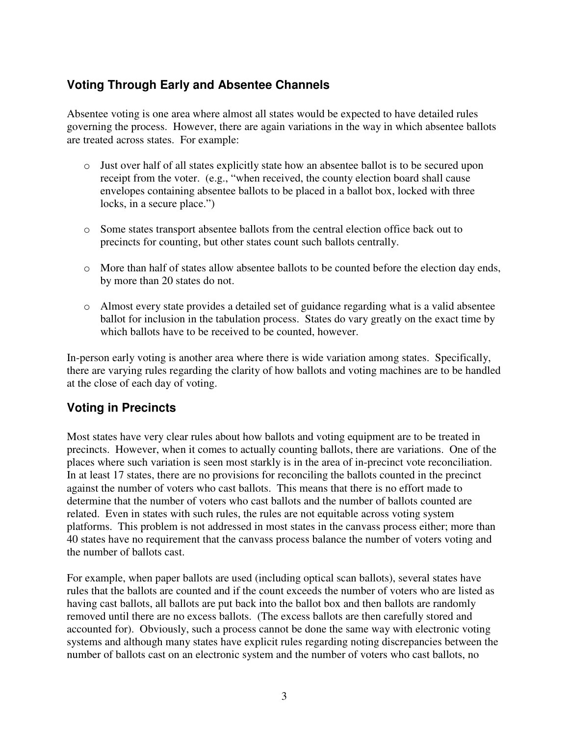## Voting Through Early and Absentee Channels

Absentee voting is one area where almost all states would be expected to have detailed rules governing the process. However, there are again variations in the way in which absentee ballots are treated across states. For example:

- Just over half of all states explicitly state how an absentee ballot is to be secured upon receipt from the voter. (e.g., "when received, the county election board shall cause envelopes containing absentee ballots to be placed in a ballot box, locked with three locks, in a secure place.")
- Some states transport absentee ballots from the central election office back out to precincts for counting, but other states count such ballots centrally.
- More than half of states allow absentee ballots to be counted before the election day ends, by more than 20 states do not.
- Almost every state provides a detailed set of guidance regarding what is a valid absentee ballot for inclusion in the tabulation process. States do vary greatly on the exact time by which ballots have to be received to be counted, however.

In-person early voting is another area where there is wide variation among states. Specifically, there are varying rules regarding the clarity of how ballots and voting machines are to be handled at the close of each day of voting.

## Voting in Precincts

Most states have very clear rules about how ballots and voting equipment are to be treated in precincts. However, when it comes to actually counting ballots, there are variations. One of the places where such variation is seen most starkly is in the area of in-precinct vote reconciliation. In at least 17 states, there are no provisions for reconciling the ballots counted in the precinct against the number of voters who cast ballots. This means that there is no effort made to determine that the number of voters who cast ballots and the number of ballots counted are related. Even in states with such rules, the rules are not equitable across voting system platforms. This problem is not addressed in most states in the canvass process either; more than 40 states have no requirement that the canvass process balance the number of voters voting and the number of ballots cast.

For example, when paper ballots are used (including optical scan ballots), several states have rules that the ballots are counted and if the count exceeds the number of voters who are listed as having cast ballots, all ballots are put back into the ballot box and then ballots are randomly removed until there are no excess ballots. (The excess ballots are then carefully stored and accounted for). Obviously, such a process cannot be done the same way with electronic voting systems and although many states have explicit rules regarding noting discrepancies between the number of ballots cast on an electronic system and the number of voters who cast ballots, no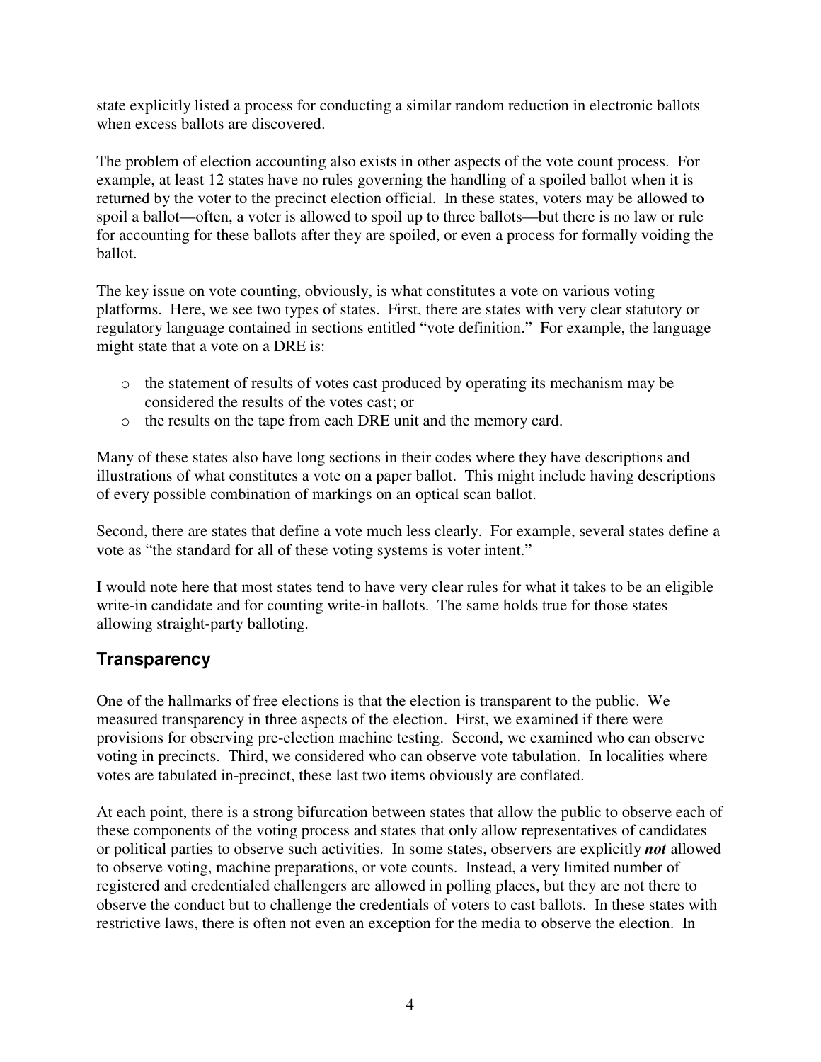state explicitly listed a process for conducting a similar random reduction in electronic ballots when excess ballots are discovered.

The problem of election accounting also exists in other aspects of the vote count process. For example, at least 12 states have no rules governing the handling of a spoiled ballot when it is returned by the voter to the precinct election official. In these states, voters may be allowed to spoil a ballot—often, a voter is allowed to spoil up to three ballots—but there is no law or rule for accounting for these ballots after they are spoiled, or even a process for formally voiding the ballot.

The key issue on vote counting, obviously, is what constitutes a vote on various voting platforms. Here, we see two types of states. First, there are states with very clear statutory or regulatory language contained in sections entitled "vote definition." For example, the language might state that a vote on a DRE is:

- the statement of results of votes cast produced by operating its mechanism may be considered the results of the votes cast; or
- the results on the tape from each DRE unit and the memory card.

Many of these states also have long sections in their codes where they have descriptions and illustrations of what constitutes a vote on a paper ballot. This might include having descriptions of every possible combination of markings on an optical scan ballot.

Second, there are states that define a vote much less clearly. For example, several states define a vote as "the standard for all of these voting systems is voter intent."

I would note here that most states tend to have very clear rules for what it takes to be an eligible write-in candidate and for counting write-in ballots. The same holds true for those states allowing straight-party balloting.

## Transparency

One of the hallmarks of free elections is that the election is transparent to the public. We measured transparency in three aspects of the election. First, we examined if there were provisions for observing pre-election machine testing. Second, we examined who can observe voting in precincts. Third, we considered who can observe vote tabulation. In localities where votes are tabulated in-precinct, these last two items obviously are conflated.

At each point, there is a strong bifurcation between states that allow the public to observe each of these components of the voting process and states that only allow representatives of candidates or political parties to observe such activities. In some states, observers are explicitly ***not*** allowed to observe voting, machine preparations, or vote counts. Instead, a very limited number of registered and credentialed challengers are allowed in polling places, but they are not there to observe the conduct but to challenge the credentials of voters to cast ballots. In these states with restrictive laws, there is often not even an exception for the media to observe the election. In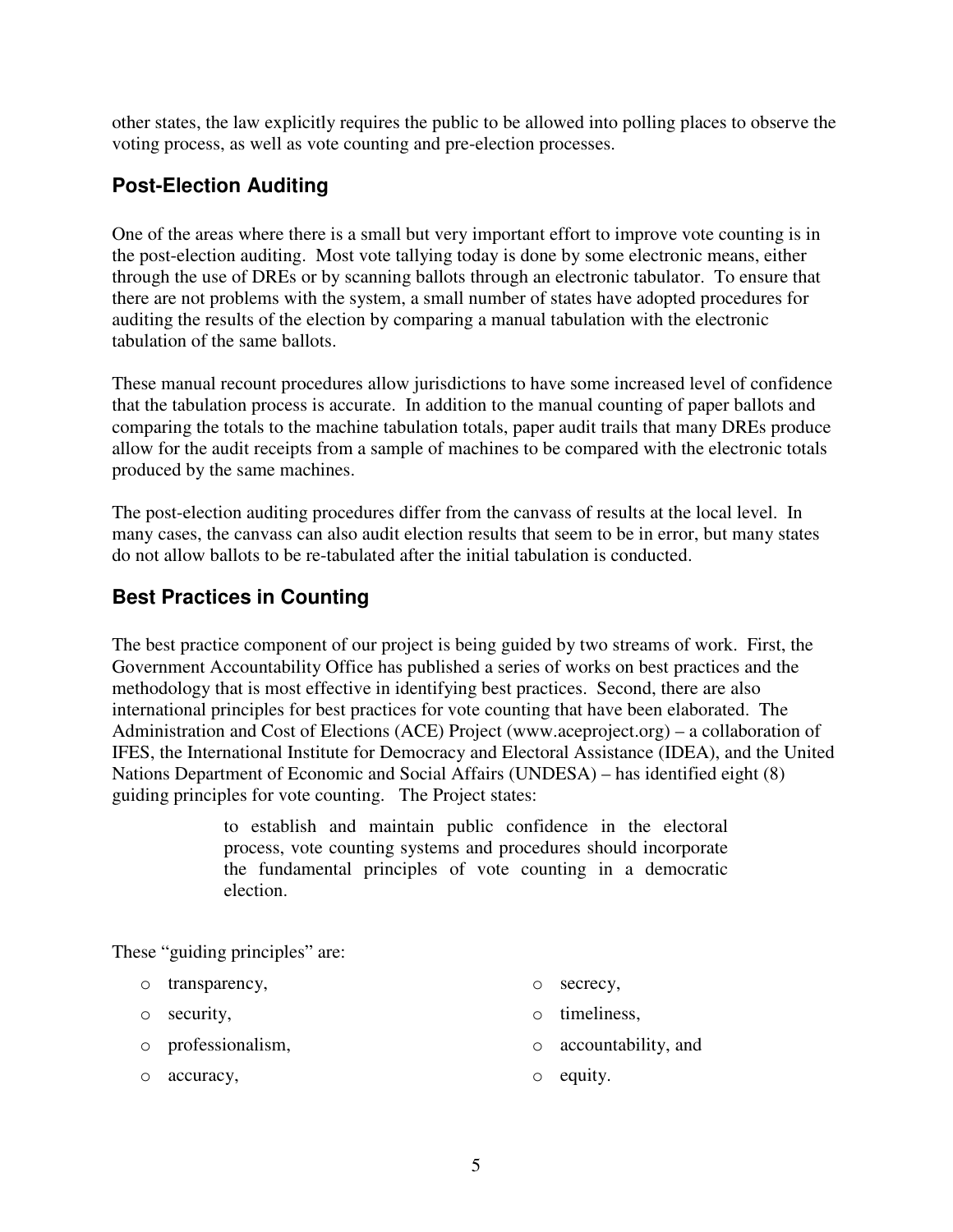other states, the law explicitly requires the public to be allowed into polling places to observe the voting process, as well as vote counting and pre-election processes.

## Post-Election Auditing

One of the areas where there is a small but very important effort to improve vote counting is in the post-election auditing. Most vote tallying today is done by some electronic means, either through the use of DREs or by scanning ballots through an electronic tabulator. To ensure that there are not problems with the system, a small number of states have adopted procedures for auditing the results of the election by comparing a manual tabulation with the electronic tabulation of the same ballots.

These manual recount procedures allow jurisdictions to have some increased level of confidence that the tabulation process is accurate. In addition to the manual counting of paper ballots and comparing the totals to the machine tabulation totals, paper audit trails that many DREs produce allow for the audit receipts from a sample of machines to be compared with the electronic totals produced by the same machines.

The post-election auditing procedures differ from the canvass of results at the local level. In many cases, the canvass can also audit election results that seem to be in error, but many states do not allow ballots to be re-tabulated after the initial tabulation is conducted.

## Best Practices in Counting

The best practice component of our project is being guided by two streams of work. First, the Government Accountability Office has published a series of works on best practices and the methodology that is most effective in identifying best practices. Second, there are also international principles for best practices for vote counting that have been elaborated. The Administration and Cost of Elections (ACE) Project (www.aceproject.org) – a collaboration of IFES, the International Institute for Democracy and Electoral Assistance (IDEA), and the United Nations Department of Economic and Social Affairs (UNDESA) – has identified eight (8) guiding principles for vote counting. The Project states:

> to establish and maintain public confidence in the electoral process, vote counting systems and procedures should incorporate the fundamental principles of vote counting in a democratic election.

These "guiding principles" are:

- transparency,
- security,
- professionalism,
- accuracy,
- secrecy,
- timeliness,
- accountability, and
- equity.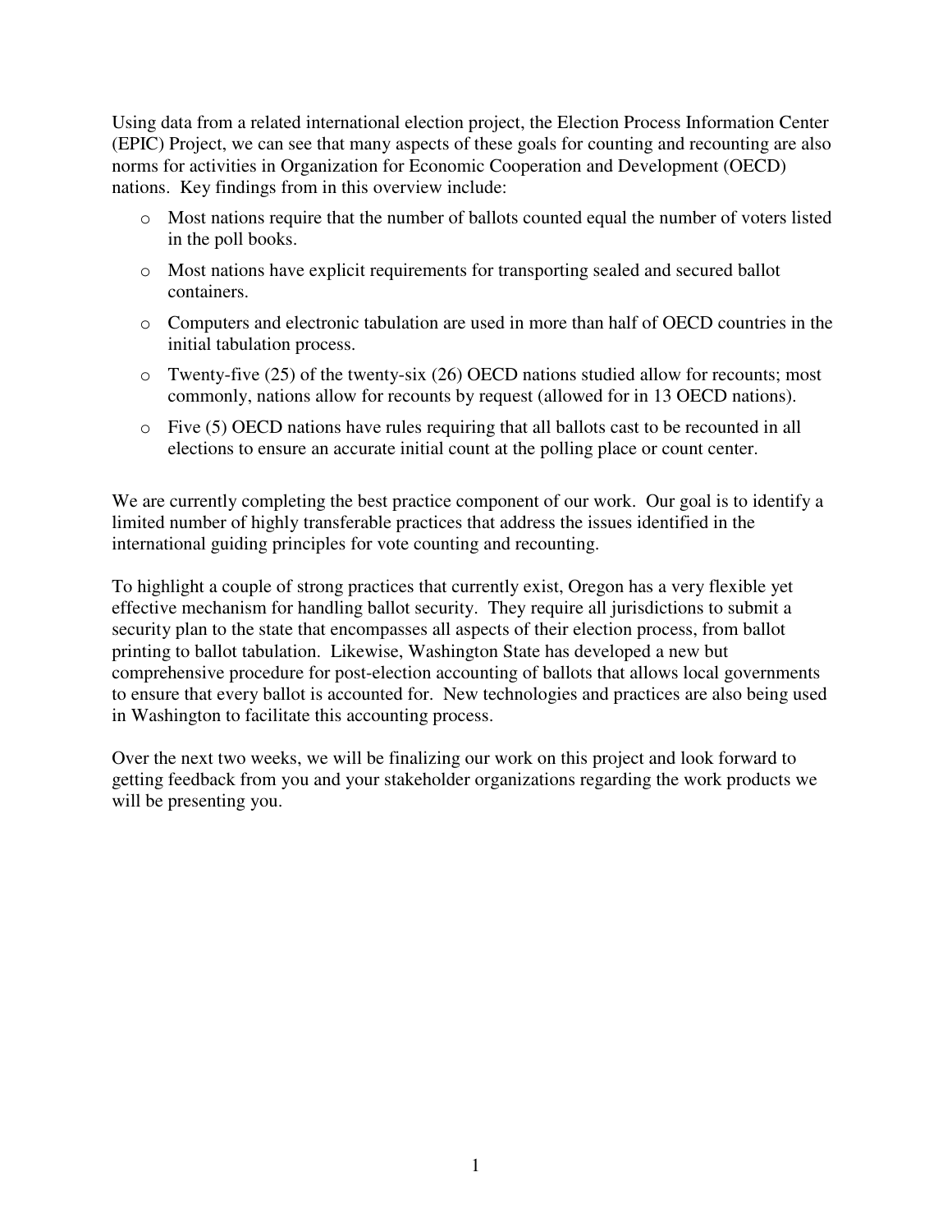Using data from a related international election project, the Election Process Information Center (EPIC) Project, we can see that many aspects of these goals for counting and recounting are also norms for activities in Organization for Economic Cooperation and Development (OECD) nations. Key findings from in this overview include:

- Most nations require that the number of ballots counted equal the number of voters listed in the poll books.
- Most nations have explicit requirements for transporting sealed and secured ballot containers.
- Computers and electronic tabulation are used in more than half of OECD countries in the initial tabulation process.
- Twenty-five (25) of the twenty-six (26) OECD nations studied allow for recounts; most commonly, nations allow for recounts by request (allowed for in 13 OECD nations).
- Five (5) OECD nations have rules requiring that all ballots cast to be recounted in all elections to ensure an accurate initial count at the polling place or count center.

We are currently completing the best practice component of our work. Our goal is to identify a limited number of highly transferable practices that address the issues identified in the international guiding principles for vote counting and recounting.

To highlight a couple of strong practices that currently exist, Oregon has a very flexible yet effective mechanism for handling ballot security. They require all jurisdictions to submit a security plan to the state that encompasses all aspects of their election process, from ballot printing to ballot tabulation. Likewise, Washington State has developed a new but comprehensive procedure for post-election accounting of ballots that allows local governments to ensure that every ballot is accounted for. New technologies and practices are also being used in Washington to facilitate this accounting process.

Over the next two weeks, we will be finalizing our work on this project and look forward to getting feedback from you and your stakeholder organizations regarding the work products we will be presenting you.